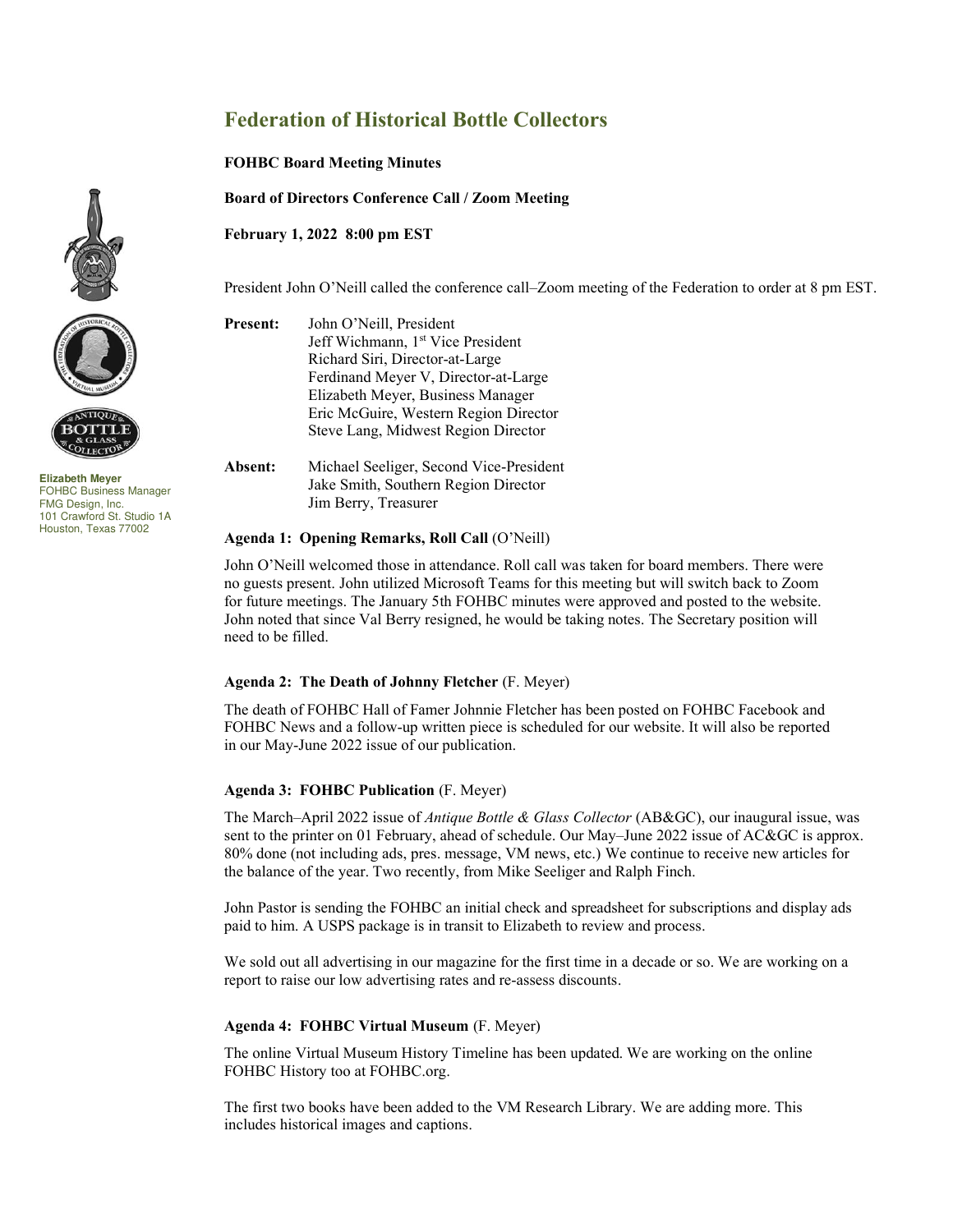# Federation of Historical Bottle Collectors

**FOHBC Board Meeting Minutes**

**Board of Directors Conference Call / Zoom Meeting**

**February 1, 2022 8:00 pm EST**

Elizabeth Meyer
FOHBC Business Manager
FMG Design, Inc.
101 Crawford St. Studio 1A
Houston, Texas 77002

President John O'Neill called the conference call–Zoom meeting of the Federation to order at 8 pm EST.

**Present:**
John O'Neill, President
Jeff Wichmann, 1st Vice President
Richard Siri, Director-at-Large
Ferdinand Meyer V, Director-at-Large
Elizabeth Meyer, Business Manager
Eric McGuire, Western Region Director
Steve Lang, Midwest Region Director

**Absent:**
Michael Seeliger, Second Vice-President
Jake Smith, Southern Region Director
Jim Berry, Treasurer

**Agenda 1: Opening Remarks, Roll Call** (O'Neill)

John O'Neill welcomed those in attendance. Roll call was taken for board members. There were no guests present. John utilized Microsoft Teams for this meeting but will switch back to Zoom for future meetings. The January 5th FOHBC minutes were approved and posted to the website. John noted that since Val Berry resigned, he would be taking notes. The Secretary position will need to be filled.

**Agenda 2: The Death of Johnny Fletcher** (F. Meyer)

The death of FOHBC Hall of Famer Johnnie Fletcher has been posted on FOHBC Facebook and FOHBC News and a follow-up written piece is scheduled for our website. It will also be reported in our May-June 2022 issue of our publication.

**Agenda 3: FOHBC Publication** (F. Meyer)

The March–April 2022 issue of *Antique Bottle & Glass Collector* (AB&GC), our inaugural issue, was sent to the printer on 01 February, ahead of schedule. Our May–June 2022 issue of AC&GC is approx. 80% done (not including ads, pres. message, VM news, etc.) We continue to receive new articles for the balance of the year. Two recently, from Mike Seeliger and Ralph Finch.

John Pastor is sending the FOHBC an initial check and spreadsheet for subscriptions and display ads paid to him. A USPS package is in transit to Elizabeth to review and process.

We sold out all advertising in our magazine for the first time in a decade or so. We are working on a report to raise our low advertising rates and re-assess discounts.

**Agenda 4: FOHBC Virtual Museum** (F. Meyer)

The online Virtual Museum History Timeline has been updated. We are working on the online FOHBC History too at FOHBC.org.

The first two books have been added to the VM Research Library. We are adding more. This includes historical images and captions.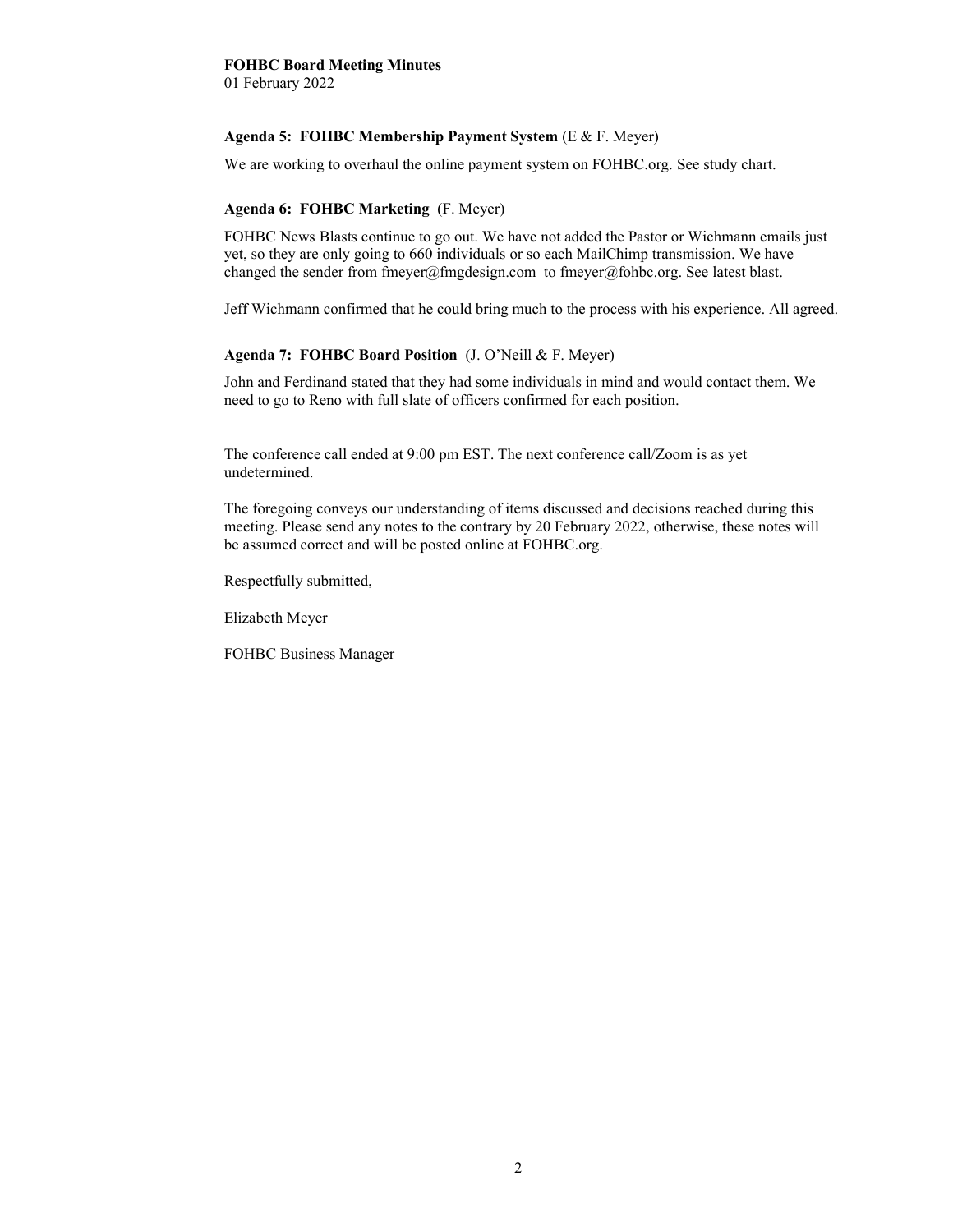**FOHBC Board Meeting Minutes**
01 February 2022

**Agenda 5: FOHBC Membership Payment System** (E & F. Meyer)

We are working to overhaul the online payment system on FOHBC.org. See study chart.

**Agenda 6: FOHBC Marketing** (F. Meyer)

FOHBC News Blasts continue to go out. We have not added the Pastor or Wichmann emails just yet, so they are only going to 660 individuals or so each MailChimp transmission. We have changed the sender from fmeyer@fmgdesign.com to fmeyer@fohbc.org. See latest blast.

Jeff Wichmann confirmed that he could bring much to the process with his experience. All agreed.

**Agenda 7: FOHBC Board Position** (J. O'Neill & F. Meyer)

John and Ferdinand stated that they had some individuals in mind and would contact them. We need to go to Reno with full slate of officers confirmed for each position.

The conference call ended at 9:00 pm EST. The next conference call/Zoom is as yet undetermined.

The foregoing conveys our understanding of items discussed and decisions reached during this meeting. Please send any notes to the contrary by 20 February 2022, otherwise, these notes will be assumed correct and will be posted online at FOHBC.org.

Respectfully submitted,

Elizabeth Meyer

FOHBC Business Manager